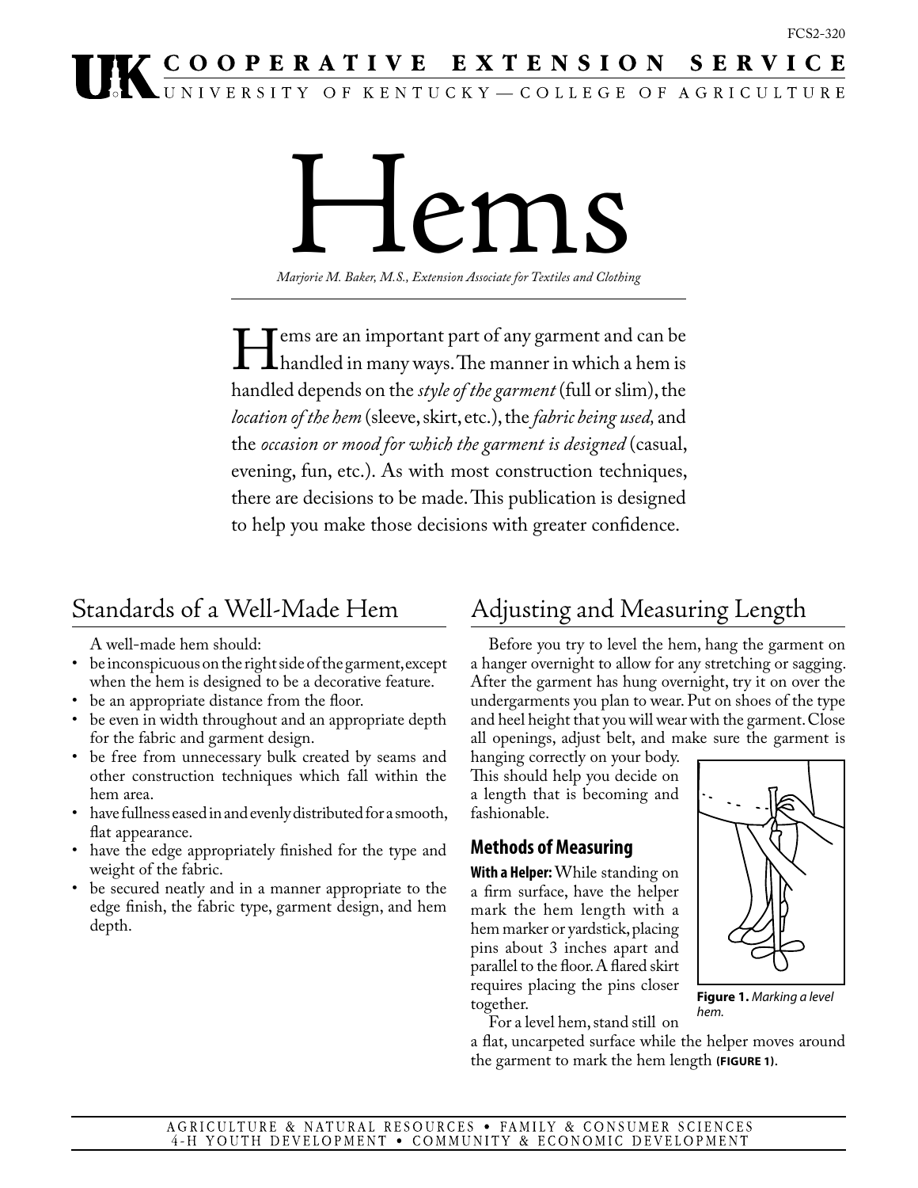# Hems

*Marjorie M. Baker, M.S., Extension Associate for Textiles and Clothing*

Hems are an important part of any garment and can be handled in many ways. The manner in which a hem is handled depends on the *style of the garment* (full or slim), the *location of the hem* (sleeve, skirt, etc.), the *fabric being used,* and the *occasion or mood for which the garment is designed* (casual, evening, fun, etc.). As with most construction techniques, there are decisions to be made. This publication is designed to help you make those decisions with greater confidence.

## Standards of a Well-Made Hem

A well-made hem should:

- be inconspicuous on the right side of the garment, except when the hem is designed to be a decorative feature.
- be an appropriate distance from the floor.
- be even in width throughout and an appropriate depth for the fabric and garment design.
- be free from unnecessary bulk created by seams and other construction techniques which fall within the hem area.
- have fullness eased in and evenly distributed for a smooth, flat appearance.
- have the edge appropriately finished for the type and weight of the fabric.
- be secured neatly and in a manner appropriate to the edge finish, the fabric type, garment design, and hem depth.

## Adjusting and Measuring Length

Before you try to level the hem, hang the garment on a hanger overnight to allow for any stretching or sagging. After the garment has hung overnight, try it on over the undergarments you plan to wear. Put on shoes of the type and heel height that you will wear with the garment. Close all openings, adjust belt, and make sure the garment is hanging correctly on your body. This should help you decide on a length that is becoming and fashionable.

### Methods of Measuring

**With a Helper:** While standing on a firm surface, have the helper mark the hem length with a hem marker or yardstick, placing pins about 3 inches apart and parallel to the floor. A flared skirt requires placing the pins closer together.

For a level hem, stand still on a flat, uncarpeted surface while the helper moves around the garment to mark the hem length **(FIGURE 1)**.

**Figure 1.** *Marking a level hem.*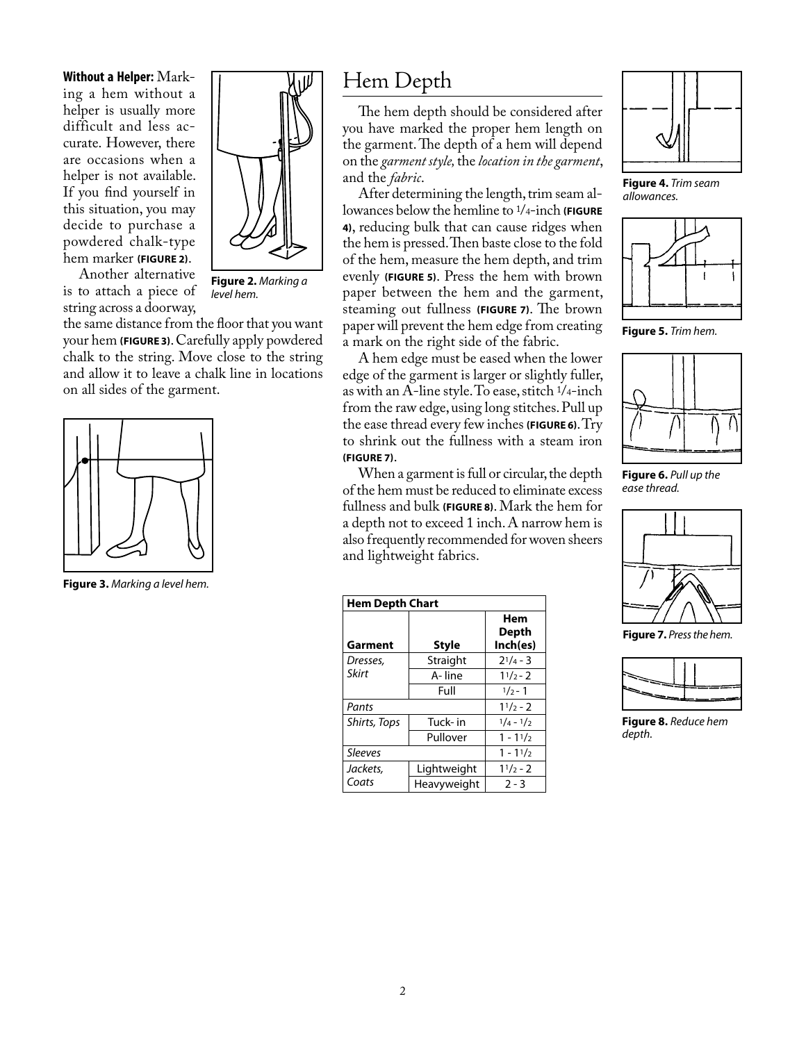**Without a Helper:** Marking a hem without a helper is usually more difficult and less accurate. However, there are occasions when a helper is not available. If you find yourself in this situation, you may decide to purchase a powdered chalk-type hem marker **(FIGURE 2)**.

Another alternative is to attach a piece of string across a doorway, the same distance from the floor that you want your hem **(FIGURE 3)**. Carefully apply powdered chalk to the string. Move close to the string and allow it to leave a chalk line in locations on all sides of the garment.

**Figure 2.** *Marking a level hem.*

**Figure 3.** *Marking a level hem.*

# Hem Depth

The hem depth should be considered after you have marked the proper hem length on the garment. The depth of a hem will depend on the *garment style,* the *location in the garment*, and the *fabric*.

After determining the length, trim seam allowances below the hemline to 1/4-inch **(FIGURE 4)**, reducing bulk that can cause ridges when the hem is pressed. Then baste close to the fold of the hem, measure the hem depth, and trim evenly **(FIGURE 5)**. Press the hem with brown paper between the hem and the garment, steaming out fullness **(FIGURE 7)**. The brown paper will prevent the hem edge from creating a mark on the right side of the fabric.

A hem edge must be eased when the lower edge of the garment is larger or slightly fuller, as with an A-line style. To ease, stitch 1/4-inch from the raw edge, using long stitches. Pull up the ease thread every few inches **(FIGURE 6)**. Try to shrink out the fullness with a steam iron **(FIGURE 7)**.

When a garment is full or circular, the depth of the hem must be reduced to eliminate excess fullness and bulk **(FIGURE 8)**. Mark the hem for a depth not to exceed 1 inch. A narrow hem is also frequently recommended for woven sheers and lightweight fabrics.

| Hem Depth Chart | | |
|---|---|---|
| **Garment** | **Style** | **Hem Depth Inch(es)** |
| *Dresses, Skirt* | Straight | 2 1/4 - 3 |
| | A- line | 1 1/2 - 2 |
| | Full | 1/2 - 1 |
| *Pants* | | 1 1/2 - 2 |
| *Shirts, Tops* | Tuck- in | 1/4 - 1/2 |
| | Pullover | 1 - 1 1/2 |
| *Sleeves* | | 1 - 1 1/2 |
| *Jackets, Coats* | Lightweight | 1 1/2 - 2 |
| | Heavyweight | 2 - 3 |

**Figure 4.** *Trim seam allowances.*

**Figure 5.** *Trim hem.*

**Figure 6.** *Pull up the ease thread.*

**Figure 7.** *Press the hem.*

**Figure 8.** *Reduce hem depth.*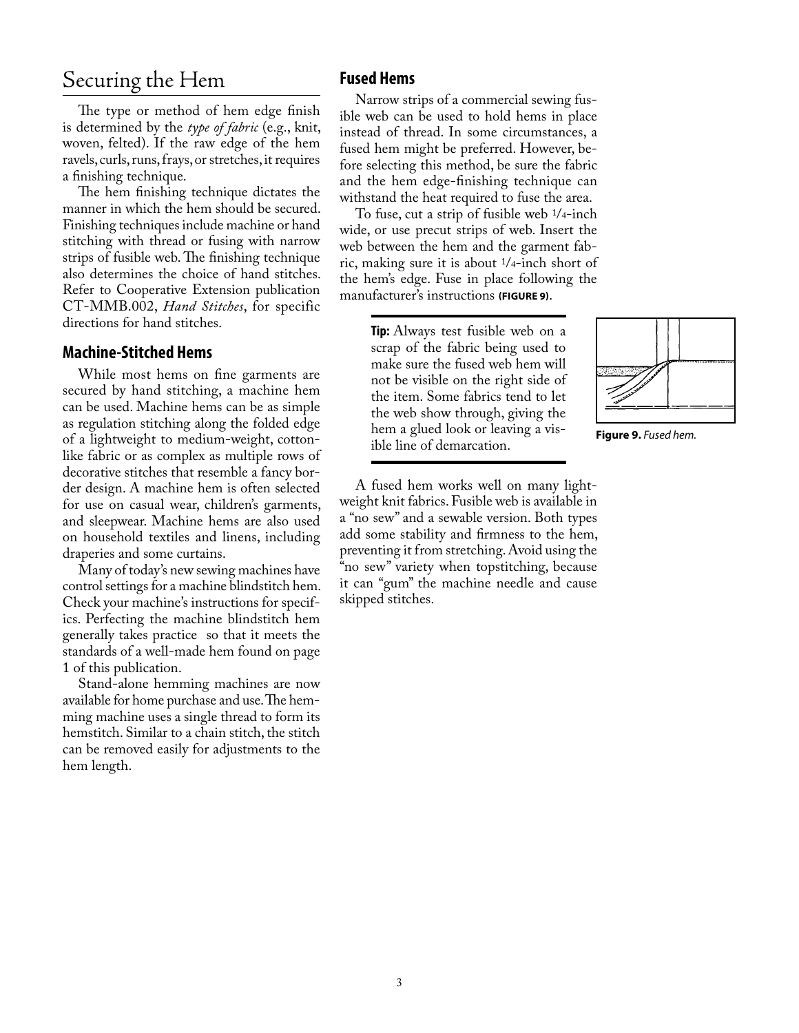# Securing the Hem

The type or method of hem edge finish is determined by the *type of fabric* (e.g., knit, woven, felted). If the raw edge of the hem ravels, curls, runs, frays, or stretches, it requires a finishing technique.

The hem finishing technique dictates the manner in which the hem should be secured. Finishing techniques include machine or hand stitching with thread or fusing with narrow strips of fusible web. The finishing technique also determines the choice of hand stitches. Refer to Cooperative Extension publication CT-MMB.002, *Hand Stitches*, for specific directions for hand stitches.

## Machine-Stitched Hems

While most hems on fine garments are secured by hand stitching, a machine hem can be used. Machine hems can be as simple as regulation stitching along the folded edge of a lightweight to medium-weight, cotton-like fabric or as complex as multiple rows of decorative stitches that resemble a fancy border design. A machine hem is often selected for use on casual wear, children's garments, and sleepwear. Machine hems are also used on household textiles and linens, including draperies and some curtains.

Many of today's new sewing machines have control settings for a machine blindstitch hem. Check your machine's instructions for specifics. Perfecting the machine blindstitch hem generally takes practice so that it meets the standards of a well-made hem found on page 1 of this publication.

Stand-alone hemming machines are now available for home purchase and use. The hemming machine uses a single thread to form its hemstitch. Similar to a chain stitch, the stitch can be removed easily for adjustments to the hem length.

## Fused Hems

Narrow strips of a commercial sewing fusible web can be used to hold hems in place instead of thread. In some circumstances, a fused hem might be preferred. However, before selecting this method, be sure the fabric and the hem edge-finishing technique can withstand the heat required to fuse the area.

To fuse, cut a strip of fusible web 1/4-inch wide, or use precut strips of web. Insert the web between the hem and the garment fabric, making sure it is about 1/4-inch short of the hem's edge. Fuse in place following the manufacturer's instructions **(FIGURE 9)**.

> **Tip:** Always test fusible web on a scrap of the fabric being used to make sure the fused web hem will not be visible on the right side of the item. Some fabrics tend to let the web show through, giving the hem a glued look or leaving a visible line of demarcation.

**Figure 9.** *Fused hem.*

A fused hem works well on many lightweight knit fabrics. Fusible web is available in a "no sew" and a sewable version. Both types add some stability and firmness to the hem, preventing it from stretching. Avoid using the "no sew" variety when topstitching, because it can "gum" the machine needle and cause skipped stitches.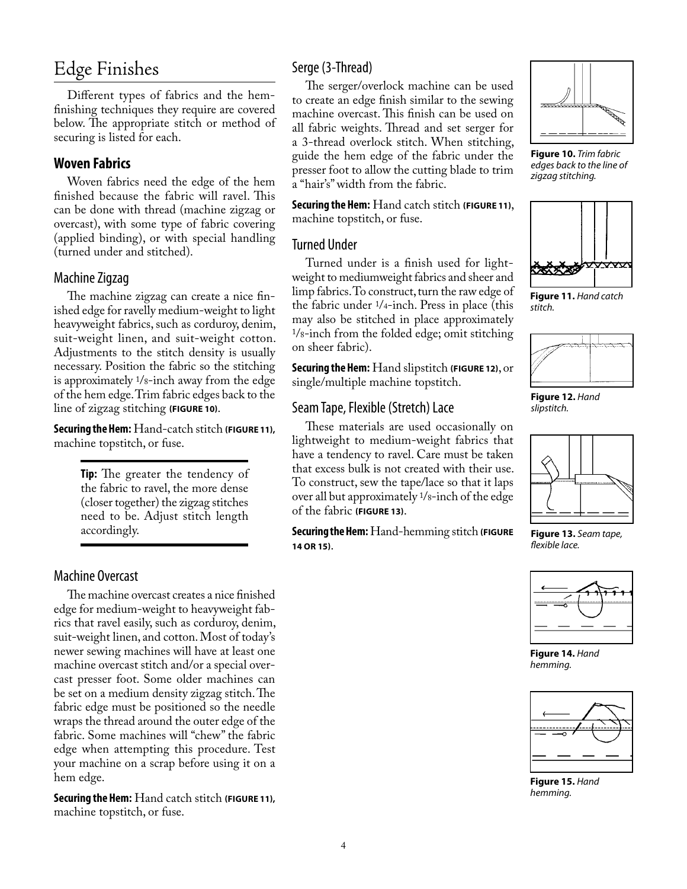# Edge Finishes

Different types of fabrics and the hem-finishing techniques they require are covered below. The appropriate stitch or method of securing is listed for each.

## Woven Fabrics

Woven fabrics need the edge of the hem finished because the fabric will ravel. This can be done with thread (machine zigzag or overcast), with some type of fabric covering (applied binding), or with special handling (turned under and stitched).

### Machine Zigzag

The machine zigzag can create a nice finished edge for ravelly medium-weight to light heavyweight fabrics, such as corduroy, denim, suit-weight linen, and suit-weight cotton. Adjustments to the stitch density is usually necessary. Position the fabric so the stitching is approximately 1/8-inch away from the edge of the hem edge. Trim fabric edges back to the line of zigzag stitching **(FIGURE 10)**.

**Securing the Hem:** Hand-catch stitch **(FIGURE 11)**, machine topstitch, or fuse.

> **Tip:** The greater the tendency of the fabric to ravel, the more dense (closer together) the zigzag stitches need to be. Adjust stitch length accordingly.

### Machine Overcast

The machine overcast creates a nice finished edge for medium-weight to heavyweight fabrics that ravel easily, such as corduroy, denim, suit-weight linen, and cotton. Most of today's newer sewing machines will have at least one machine overcast stitch and/or a special overcast presser foot. Some older machines can be set on a medium density zigzag stitch. The fabric edge must be positioned so the needle wraps the thread around the outer edge of the fabric. Some machines will "chew" the fabric edge when attempting this procedure. Test your machine on a scrap before using it on a hem edge.

**Securing the Hem:** Hand catch stitch **(FIGURE 11)**, machine topstitch, or fuse.

### Serge (3-Thread)

The serger/overlock machine can be used to create an edge finish similar to the sewing machine overcast. This finish can be used on all fabric weights. Thread and set serger for a 3-thread overlock stitch. When stitching, guide the hem edge of the fabric under the presser foot to allow the cutting blade to trim a "hair's" width from the fabric.

**Securing the Hem:** Hand catch stitch **(FIGURE 11)**, machine topstitch, or fuse.

### Turned Under

Turned under is a finish used for lightweight to mediumweight fabrics and sheer and limp fabrics. To construct, turn the raw edge of the fabric under 1/4-inch. Press in place (this may also be stitched in place approximately 1/8-inch from the folded edge; omit stitching on sheer fabric).

**Securing the Hem:** Hand slipstitch **(FIGURE 12)**, or single/multiple machine topstitch.

### Seam Tape, Flexible (Stretch) Lace

These materials are used occasionally on lightweight to medium-weight fabrics that have a tendency to ravel. Care must be taken that excess bulk is not created with their use. To construct, sew the tape/lace so that it laps over all but approximately 1/8-inch of the edge of the fabric **(FIGURE 13)**.

**Securing the Hem:** Hand-hemming stitch **(FIGURE 14 OR 15)**.

**Figure 10.** *Trim fabric edges back to the line of zigzag stitching.*

**Figure 11.** *Hand catch stitch.*

**Figure 12.** *Hand slipstitch.*

**Figure 13.** *Seam tape, flexible lace.*

**Figure 14.** *Hand hemming.*

**Figure 15.** *Hand hemming.*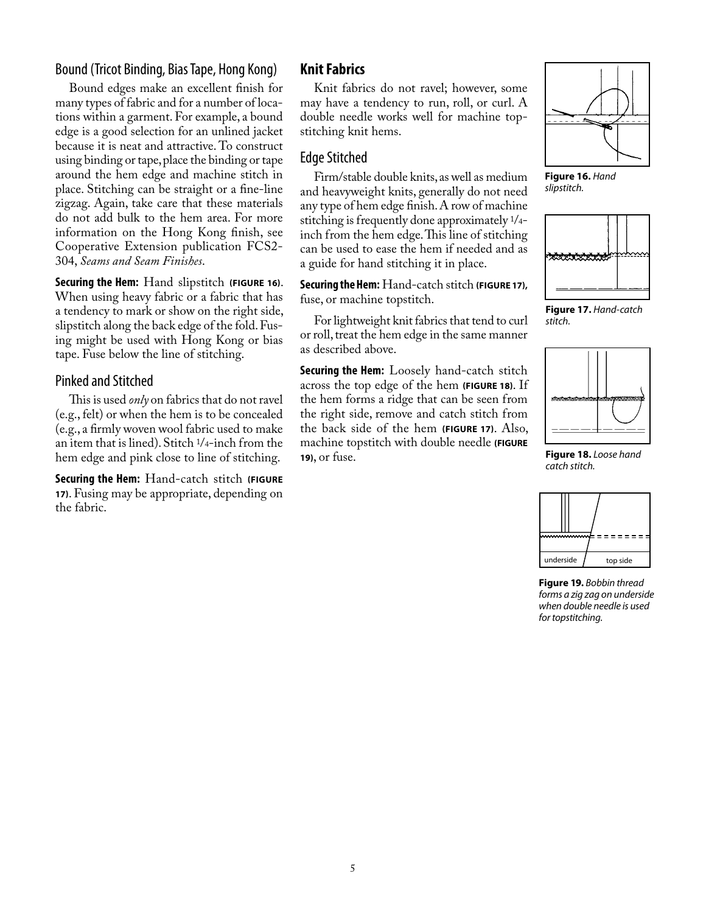### Bound (Tricot Binding, Bias Tape, Hong Kong)

Bound edges make an excellent finish for many types of fabric and for a number of locations within a garment. For example, a bound edge is a good selection for an unlined jacket because it is neat and attractive. To construct using binding or tape, place the binding or tape around the hem edge and machine stitch in place. Stitching can be straight or a fine-line zigzag. Again, take care that these materials do not add bulk to the hem area. For more information on the Hong Kong finish, see Cooperative Extension publication FCS2-304, *Seams and Seam Finishes*.

**Securing the Hem:** Hand slipstitch **(FIGURE 16)**. When using heavy fabric or a fabric that has a tendency to mark or show on the right side, slipstitch along the back edge of the fold. Fusing might be used with Hong Kong or bias tape. Fuse below the line of stitching.

### Pinked and Stitched

This is used *only* on fabrics that do not ravel (e.g., felt) or when the hem is to be concealed (e.g., a firmly woven wool fabric used to make an item that is lined). Stitch 1/4-inch from the hem edge and pink close to line of stitching.

**Securing the Hem:** Hand-catch stitch **(FIGURE 17)**. Fusing may be appropriate, depending on the fabric.

## Knit Fabrics

Knit fabrics do not ravel; however, some may have a tendency to run, roll, or curl. A double needle works well for machine topstitching knit hems.

### Edge Stitched

Firm/stable double knits, as well as medium and heavyweight knits, generally do not need any type of hem edge finish. A row of machine stitching is frequently done approximately 1/4-inch from the hem edge. This line of stitching can be used to ease the hem if needed and as a guide for hand stitching it in place.

**Securing the Hem:** Hand-catch stitch **(FIGURE 17)**, fuse, or machine topstitch.

For lightweight knit fabrics that tend to curl or roll, treat the hem edge in the same manner as described above.

**Securing the Hem:** Loosely hand-catch stitch across the top edge of the hem **(FIGURE 18)**. If the hem forms a ridge that can be seen from the right side, remove and catch stitch from the back side of the hem **(FIGURE 17)**. Also, machine topstitch with double needle **(FIGURE 19)**, or fuse.

**Figure 16.** *Hand slipstitch.*

**Figure 17.** *Hand-catch stitch.*

**Figure 18.** *Loose hand catch stitch.*

**Figure 19.** *Bobbin thread forms a zig zag on underside when double needle is used for topstitching.*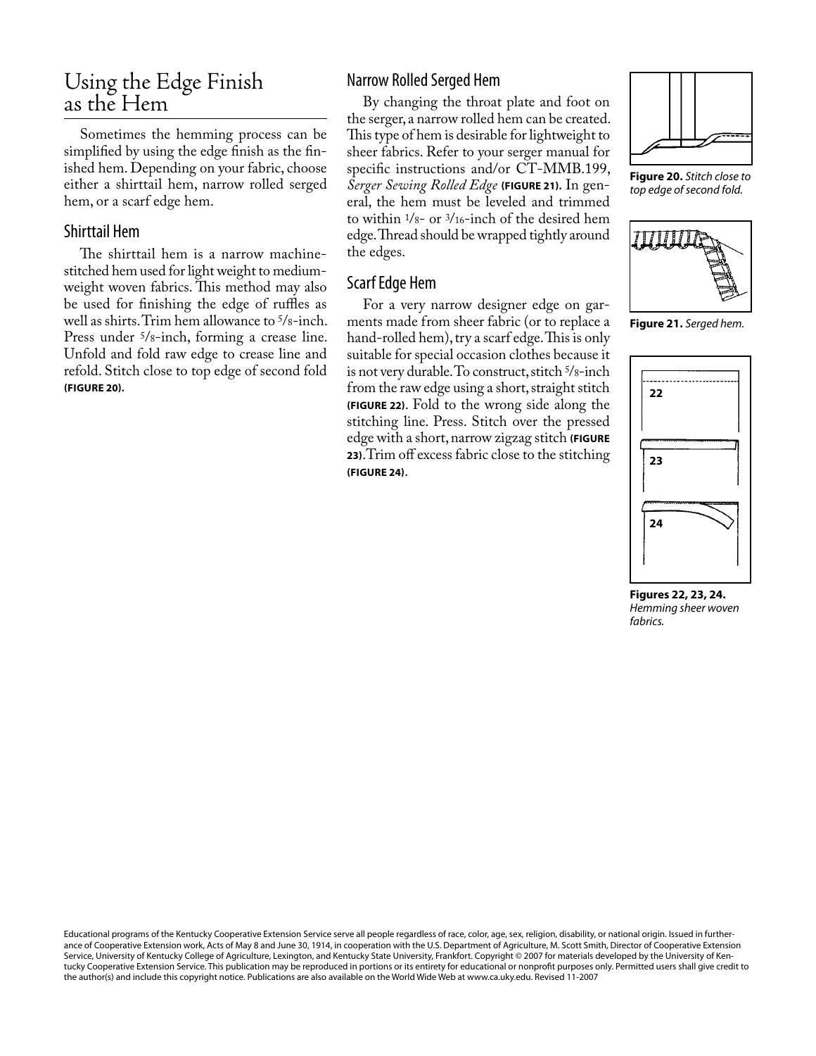## Using the Edge Finish as the Hem

Sometimes the hemming process can be simplified by using the edge finish as the finished hem. Depending on your fabric, choose either a shirttail hem, narrow rolled serged hem, or a scarf edge hem.

### Shirttail Hem

The shirttail hem is a narrow machine-stitched hem used for light weight to medium-weight woven fabrics. This method may also be used for finishing the edge of ruffles as well as shirts. Trim hem allowance to 5/8-inch. Press under 5/8-inch, forming a crease line. Unfold and fold raw edge to crease line and refold. Stitch close to top edge of second fold **(FIGURE 20)**.

### Narrow Rolled Serged Hem

By changing the throat plate and foot on the serger, a narrow rolled hem can be created. This type of hem is desirable for lightweight to sheer fabrics. Refer to your serger manual for specific instructions and/or CT-MMB.199, *Serger Sewing Rolled Edge* **(FIGURE 21)**. In general, the hem must be leveled and trimmed to within 1/8- or 3/16-inch of the desired hem edge. Thread should be wrapped tightly around the edges.

### Scarf Edge Hem

For a very narrow designer edge on garments made from sheer fabric (or to replace a hand-rolled hem), try a scarf edge. This is only suitable for special occasion clothes because it is not very durable. To construct, stitch 5/8-inch from the raw edge using a short, straight stitch **(FIGURE 22)**. Fold to the wrong side along the stitching line. Press. Stitch over the pressed edge with a short, narrow zigzag stitch **(FIGURE 23)**. Trim off excess fabric close to the stitching **(FIGURE 24)**.

**Figure 20.** *Stitch close to top edge of second fold.*

**Figure 21.** *Serged hem.*

22

23

24

**Figures 22, 23, 24.** *Hemming sheer woven fabrics.*

Educational programs of the Kentucky Cooperative Extension Service serve all people regardless of race, color, age, sex, religion, disability, or national origin. Issued in furtherance of Cooperative Extension work, Acts of May 8 and June 30, 1914, in cooperation with the U.S. Department of Agriculture, M. Scott Smith, Director of Cooperative Extension Service, University of Kentucky College of Agriculture, Lexington, and Kentucky State University, Frankfort. Copyright © 2007 for materials developed by the University of Kentucky Cooperative Extension Service. This publication may be reproduced in portions or its entirety for educational or nonprofit purposes only. Permitted users shall give credit to the author(s) and include this copyright notice. Publications are also available on the World Wide Web at www.ca.uky.edu. Revised 11-2007